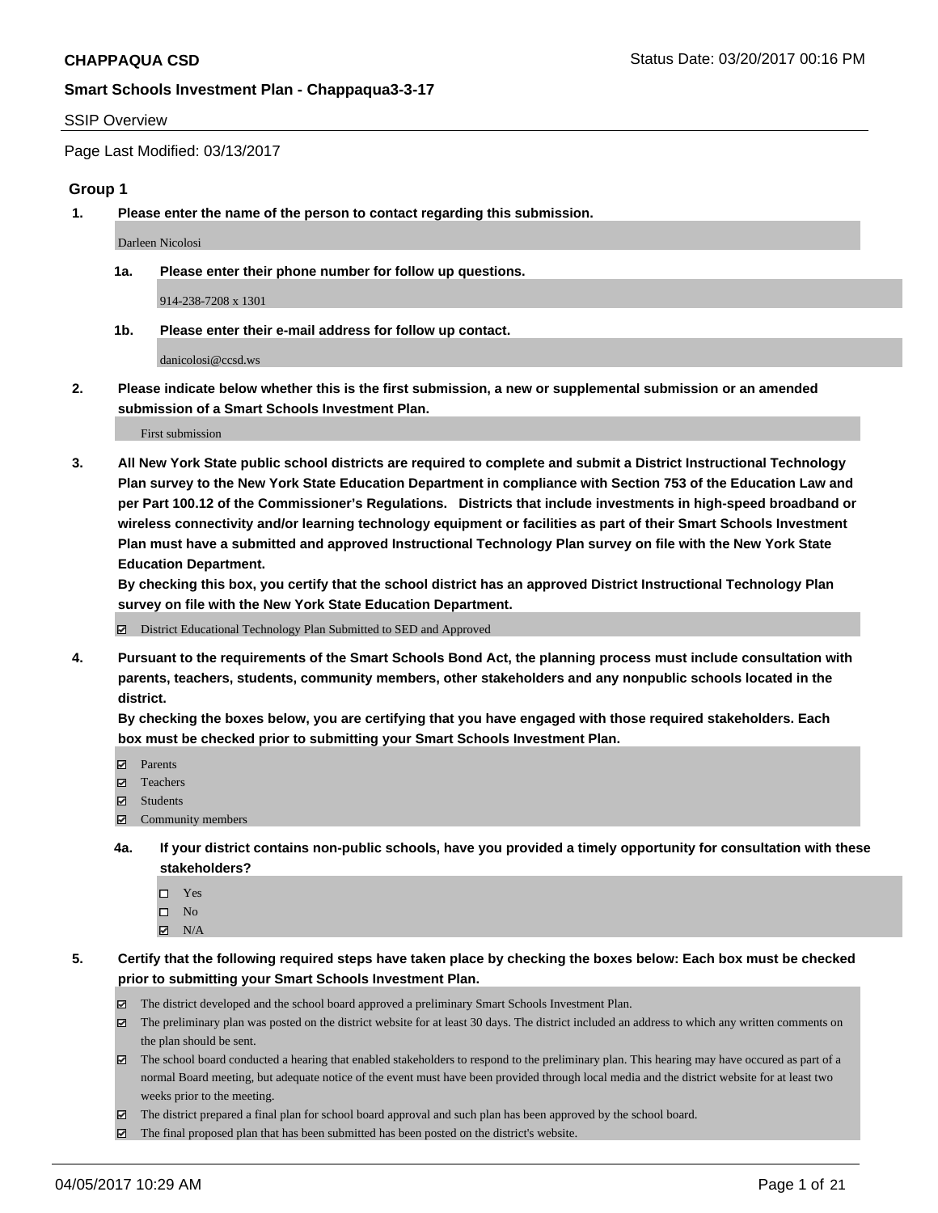**CHAPPAQUA CSD** Status Date: 03/20/2017 00:16 PM

**Smart Schools Investment Plan - Chappaqua3-3-17**

SSIP Overview

Page Last Modified: 03/13/2017

## Group 1

**1. Please enter the name of the person to contact regarding this submission.**

Darleen Nicolosi

**1a. Please enter their phone number for follow up questions.**

914-238-7208 x 1301

**1b. Please enter their e-mail address for follow up contact.**

danicolosi@ccsd.ws

**2. Please indicate below whether this is the first submission, a new or supplemental submission or an amended submission of a Smart Schools Investment Plan.**

First submission

**3. All New York State public school districts are required to complete and submit a District Instructional Technology Plan survey to the New York State Education Department in compliance with Section 753 of the Education Law and per Part 100.12 of the Commissioner's Regulations. Districts that include investments in high-speed broadband or wireless connectivity and/or learning technology equipment or facilities as part of their Smart Schools Investment Plan must have a submitted and approved Instructional Technology Plan survey on file with the New York State Education Department.**
**By checking this box, you certify that the school district has an approved District Instructional Technology Plan survey on file with the New York State Education Department.**

- [x] District Educational Technology Plan Submitted to SED and Approved

**4. Pursuant to the requirements of the Smart Schools Bond Act, the planning process must include consultation with parents, teachers, students, community members, other stakeholders and any nonpublic schools located in the district.**
**By checking the boxes below, you are certifying that you have engaged with those required stakeholders. Each box must be checked prior to submitting your Smart Schools Investment Plan.**

- [x] Parents
- [x] Teachers
- [x] Students
- [x] Community members

**4a. If your district contains non-public schools, have you provided a timely opportunity for consultation with these stakeholders?**

- [ ] Yes
- [ ] No
- [x] N/A

**5. Certify that the following required steps have taken place by checking the boxes below: Each box must be checked prior to submitting your Smart Schools Investment Plan.**

- [x] The district developed and the school board approved a preliminary Smart Schools Investment Plan.
- [x] The preliminary plan was posted on the district website for at least 30 days. The district included an address to which any written comments on the plan should be sent.
- [x] The school board conducted a hearing that enabled stakeholders to respond to the preliminary plan. This hearing may have occured as part of a normal Board meeting, but adequate notice of the event must have been provided through local media and the district website for at least two weeks prior to the meeting.
- [x] The district prepared a final plan for school board approval and such plan has been approved by the school board.
- [x] The final proposed plan that has been submitted has been posted on the district's website.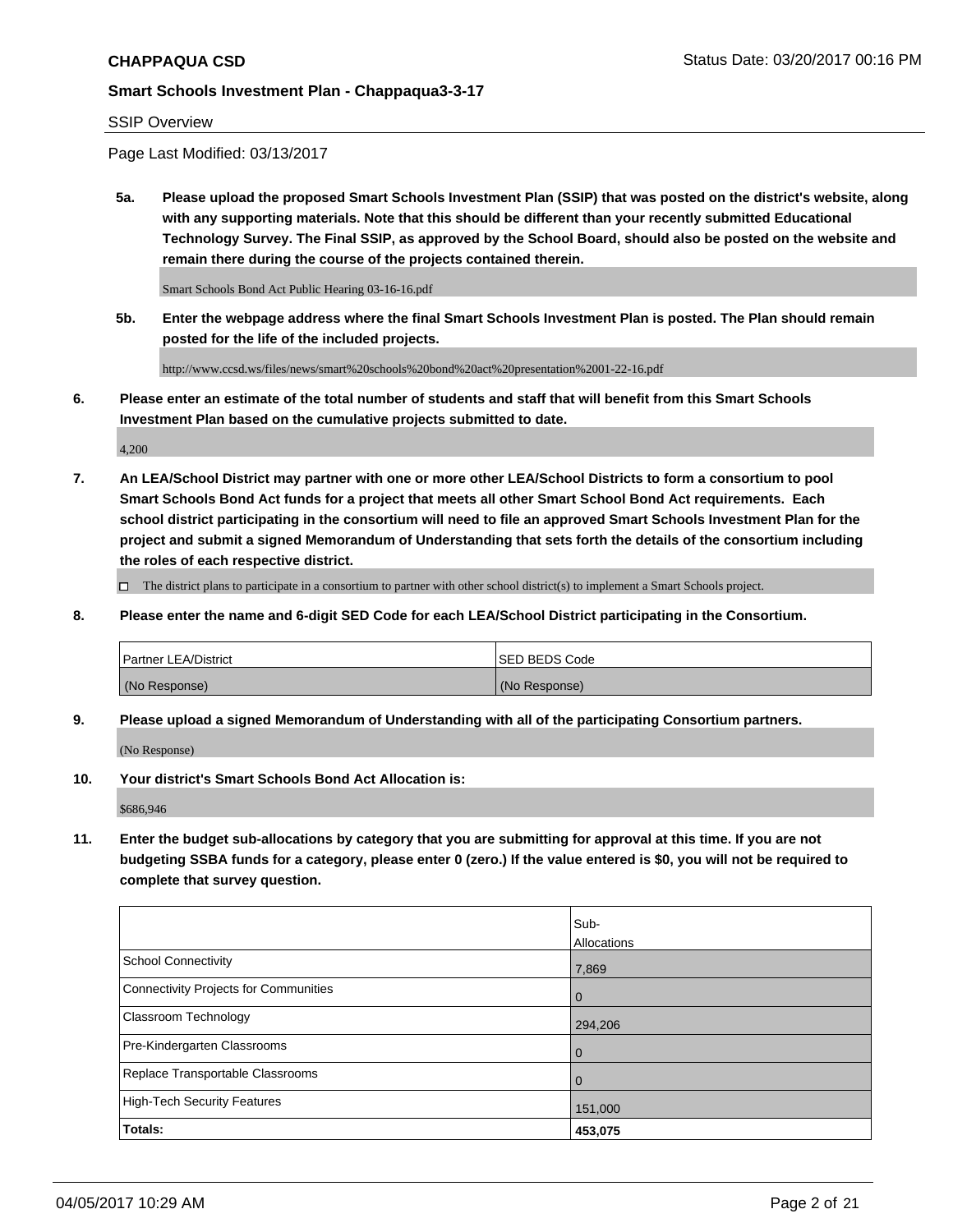**CHAPPAQUA CSD**

Status Date: 03/20/2017 00:16 PM

**Smart Schools Investment Plan - Chappaqua3-3-17**

SSIP Overview

Page Last Modified: 03/13/2017

**5a. Please upload the proposed Smart Schools Investment Plan (SSIP) that was posted on the district's website, along with any supporting materials. Note that this should be different than your recently submitted Educational Technology Survey. The Final SSIP, as approved by the School Board, should also be posted on the website and remain there during the course of the projects contained therein.**

Smart Schools Bond Act Public Hearing 03-16-16.pdf

**5b. Enter the webpage address where the final Smart Schools Investment Plan is posted. The Plan should remain posted for the life of the included projects.**

http://www.ccsd.ws/files/news/smart%20schools%20bond%20act%20presentation%2001-22-16.pdf

**6. Please enter an estimate of the total number of students and staff that will benefit from this Smart Schools Investment Plan based on the cumulative projects submitted to date.**

4,200

**7. An LEA/School District may partner with one or more other LEA/School Districts to form a consortium to pool Smart Schools Bond Act funds for a project that meets all other Smart School Bond Act requirements. Each school district participating in the consortium will need to file an approved Smart Schools Investment Plan for the project and submit a signed Memorandum of Understanding that sets forth the details of the consortium including the roles of each respective district.**

☐ The district plans to participate in a consortium to partner with other school district(s) to implement a Smart Schools project.

**8. Please enter the name and 6-digit SED Code for each LEA/School District participating in the Consortium.**

| Partner LEA/District | SED BEDS Code |
| --- | --- |
| (No Response) | (No Response) |

**9. Please upload a signed Memorandum of Understanding with all of the participating Consortium partners.**

(No Response)

**10. Your district's Smart Schools Bond Act Allocation is:**

$686,946

**11. Enter the budget sub-allocations by category that you are submitting for approval at this time. If you are not budgeting SSBA funds for a category, please enter 0 (zero.) If the value entered is $0, you will not be required to complete that survey question.**

| | Sub-Allocations |
| --- | --- |
| School Connectivity | 7,869 |
| Connectivity Projects for Communities | 0 |
| Classroom Technology | 294,206 |
| Pre-Kindergarten Classrooms | 0 |
| Replace Transportable Classrooms | 0 |
| High-Tech Security Features | 151,000 |
| **Totals:** | **453,075** |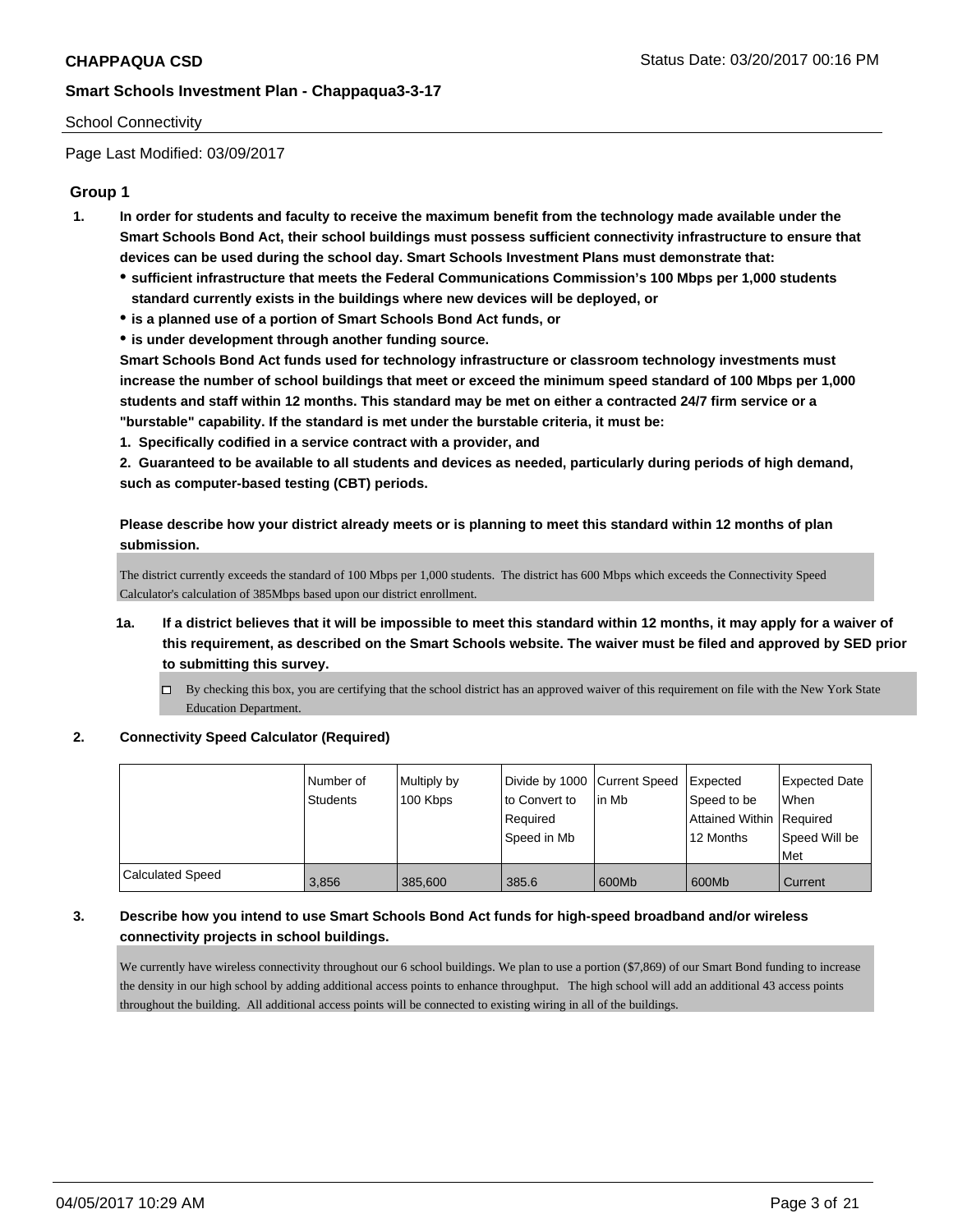School Connectivity

Page Last Modified: 03/09/2017

## Group 1

**1. In order for students and faculty to receive the maximum benefit from the technology made available under the Smart Schools Bond Act, their school buildings must possess sufficient connectivity infrastructure to ensure that devices can be used during the school day. Smart Schools Investment Plans must demonstrate that:**

- **sufficient infrastructure that meets the Federal Communications Commission's 100 Mbps per 1,000 students standard currently exists in the buildings where new devices will be deployed, or**
- **is a planned use of a portion of Smart Schools Bond Act funds, or**
- **is under development through another funding source.**

**Smart Schools Bond Act funds used for technology infrastructure or classroom technology investments must increase the number of school buildings that meet or exceed the minimum speed standard of 100 Mbps per 1,000 students and staff within 12 months. This standard may be met on either a contracted 24/7 firm service or a "burstable" capability. If the standard is met under the burstable criteria, it must be:**

**1. Specifically codified in a service contract with a provider, and**

**2. Guaranteed to be available to all students and devices as needed, particularly during periods of high demand, such as computer-based testing (CBT) periods.**

**Please describe how your district already meets or is planning to meet this standard within 12 months of plan submission.**

The district currently exceeds the standard of 100 Mbps per 1,000 students. The district has 600 Mbps which exceeds the Connectivity Speed Calculator's calculation of 385Mbps based upon our district enrollment.

**1a. If a district believes that it will be impossible to meet this standard within 12 months, it may apply for a waiver of this requirement, as described on the Smart Schools website. The waiver must be filed and approved by SED prior to submitting this survey.**

☐ By checking this box, you are certifying that the school district has an approved waiver of this requirement on file with the New York State Education Department.

**2. Connectivity Speed Calculator (Required)**

| | Number of Students | Multiply by 100 Kbps | Divide by 1000 to Convert to Required Speed in Mb | Current Speed in Mb | Expected Speed to be Attained Within 12 Months | Expected Date When Required Speed Will be Met |
|---|---|---|---|---|---|---|
| Calculated Speed | 3,856 | 385,600 | 385.6 | 600Mb | 600Mb | Current |

**3. Describe how you intend to use Smart Schools Bond Act funds for high-speed broadband and/or wireless connectivity projects in school buildings.**

We currently have wireless connectivity throughout our 6 school buildings. We plan to use a portion ($7,869) of our Smart Bond funding to increase the density in our high school by adding additional access points to enhance throughput. The high school will add an additional 43 access points throughout the building. All additional access points will be connected to existing wiring in all of the buildings.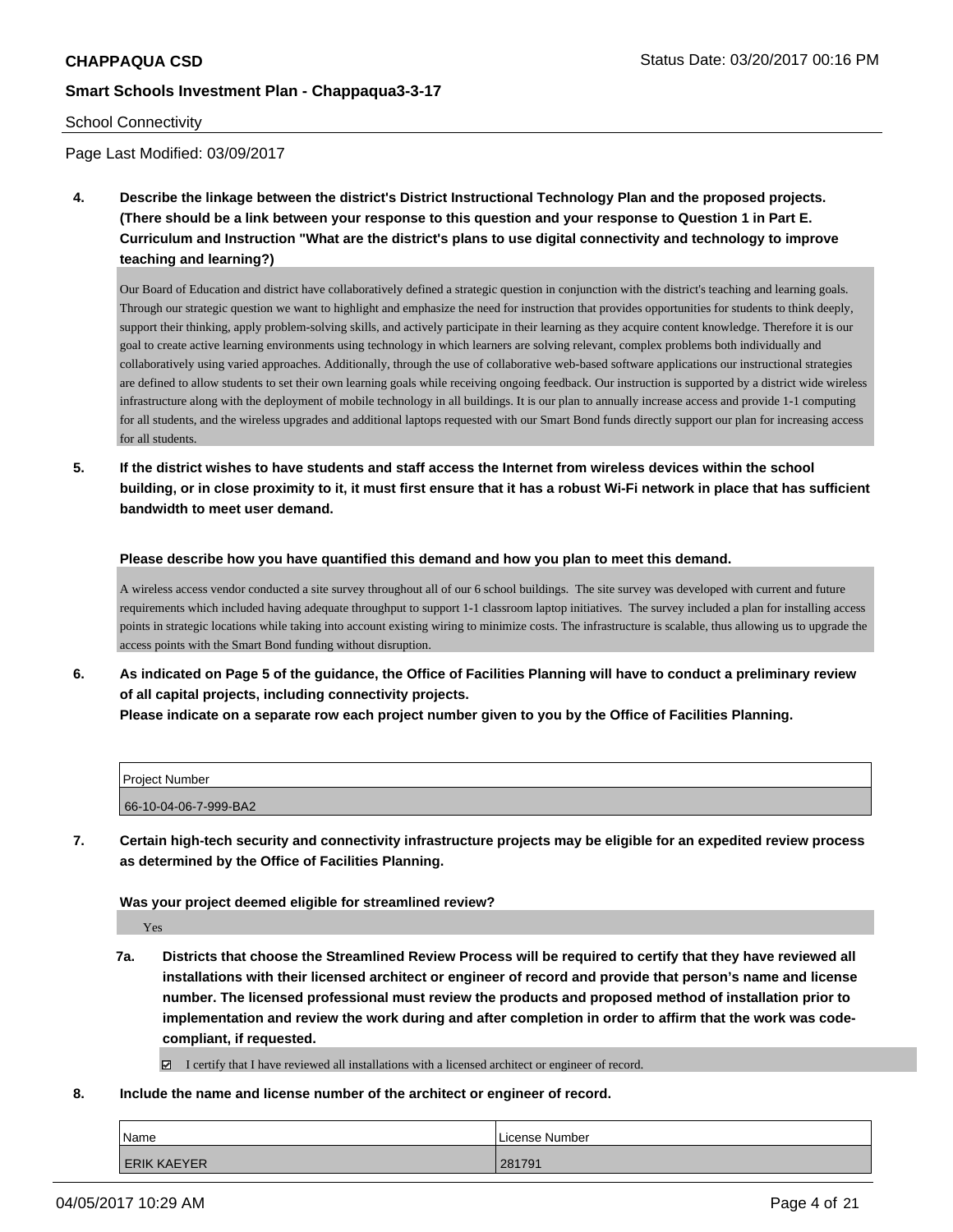**CHAPPAQUA CSD** Status Date: 03/20/2017 00:16 PM

**Smart Schools Investment Plan - Chappaqua3-3-17**

School Connectivity

Page Last Modified: 03/09/2017

**4. Describe the linkage between the district's District Instructional Technology Plan and the proposed projects. (There should be a link between your response to this question and your response to Question 1 in Part E. Curriculum and Instruction "What are the district's plans to use digital connectivity and technology to improve teaching and learning?)**

Our Board of Education and district have collaboratively defined a strategic question in conjunction with the district's teaching and learning goals. Through our strategic question we want to highlight and emphasize the need for instruction that provides opportunities for students to think deeply, support their thinking, apply problem-solving skills, and actively participate in their learning as they acquire content knowledge. Therefore it is our goal to create active learning environments using technology in which learners are solving relevant, complex problems both individually and collaboratively using varied approaches. Additionally, through the use of collaborative web-based software applications our instructional strategies are defined to allow students to set their own learning goals while receiving ongoing feedback. Our instruction is supported by a district wide wireless infrastructure along with the deployment of mobile technology in all buildings. It is our plan to annually increase access and provide 1-1 computing for all students, and the wireless upgrades and additional laptops requested with our Smart Bond funds directly support our plan for increasing access for all students.

**5. If the district wishes to have students and staff access the Internet from wireless devices within the school building, or in close proximity to it, it must first ensure that it has a robust Wi-Fi network in place that has sufficient bandwidth to meet user demand.**

**Please describe how you have quantified this demand and how you plan to meet this demand.**

A wireless access vendor conducted a site survey throughout all of our 6 school buildings. The site survey was developed with current and future requirements which included having adequate throughput to support 1-1 classroom laptop initiatives. The survey included a plan for installing access points in strategic locations while taking into account existing wiring to minimize costs. The infrastructure is scalable, thus allowing us to upgrade the access points with the Smart Bond funding without disruption.

**6. As indicated on Page 5 of the guidance, the Office of Facilities Planning will have to conduct a preliminary review of all capital projects, including connectivity projects.**
**Please indicate on a separate row each project number given to you by the Office of Facilities Planning.**

| Project Number |
| --- |
| 66-10-04-06-7-999-BA2 |

**7. Certain high-tech security and connectivity infrastructure projects may be eligible for an expedited review process as determined by the Office of Facilities Planning.**

**Was your project deemed eligible for streamlined review?**

Yes

**7a. Districts that choose the Streamlined Review Process will be required to certify that they have reviewed all installations with their licensed architect or engineer of record and provide that person's name and license number. The licensed professional must review the products and proposed method of installation prior to implementation and review the work during and after completion in order to affirm that the work was code-compliant, if requested.**

☑ I certify that I have reviewed all installations with a licensed architect or engineer of record.

**8. Include the name and license number of the architect or engineer of record.**

| Name | License Number |
| --- | --- |
| ERIK KAEYER | 281791 |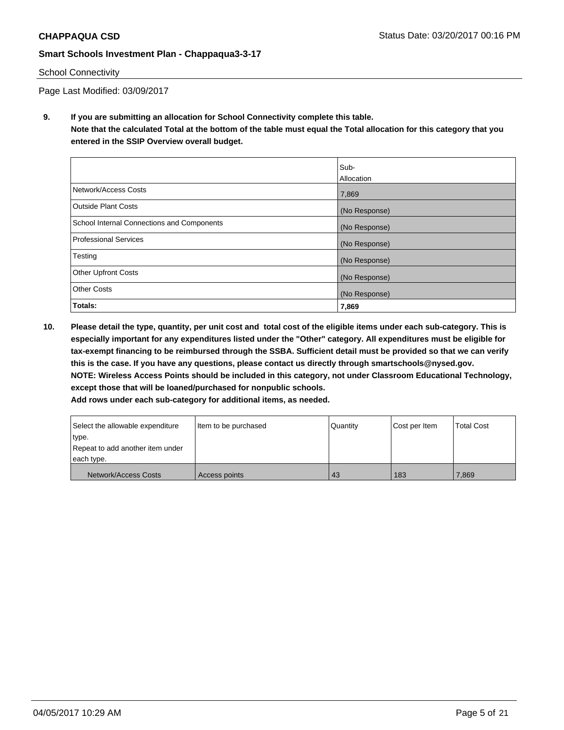School Connectivity

Page Last Modified: 03/09/2017

**9. If you are submitting an allocation for School Connectivity complete this table. Note that the calculated Total at the bottom of the table must equal the Total allocation for this category that you entered in the SSIP Overview overall budget.**

| | Sub-Allocation |
|---|---|
| Network/Access Costs | 7,869 |
| Outside Plant Costs | (No Response) |
| School Internal Connections and Components | (No Response) |
| Professional Services | (No Response) |
| Testing | (No Response) |
| Other Upfront Costs | (No Response) |
| Other Costs | (No Response) |
| **Totals:** | **7,869** |

**10. Please detail the type, quantity, per unit cost and total cost of the eligible items under each sub-category. This is especially important for any expenditures listed under the "Other" category. All expenditures must be eligible for tax-exempt financing to be reimbursed through the SSBA. Sufficient detail must be provided so that we can verify this is the case. If you have any questions, please contact us directly through smartschools@nysed.gov. NOTE: Wireless Access Points should be included in this category, not under Classroom Educational Technology, except those that will be loaned/purchased for nonpublic schools. Add rows under each sub-category for additional items, as needed.**

| Select the allowable expenditure type. Repeat to add another item under each type. | Item to be purchased | Quantity | Cost per Item | Total Cost |
|---|---|---|---|---|
| Network/Access Costs | Access points | 43 | 183 | 7,869 |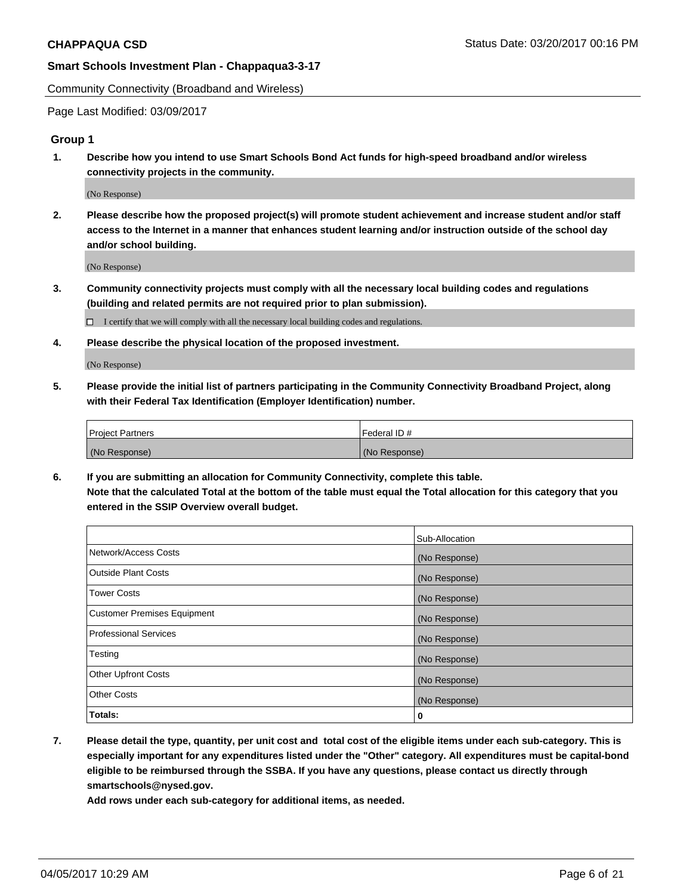Community Connectivity (Broadband and Wireless)

Page Last Modified: 03/09/2017

### Group 1

**1. Describe how you intend to use Smart Schools Bond Act funds for high-speed broadband and/or wireless connectivity projects in the community.**

(No Response)

**2. Please describe how the proposed project(s) will promote student achievement and increase student and/or staff access to the Internet in a manner that enhances student learning and/or instruction outside of the school day and/or school building.**

(No Response)

**3. Community connectivity projects must comply with all the necessary local building codes and regulations (building and related permits are not required prior to plan submission).**

☐ I certify that we will comply with all the necessary local building codes and regulations.

**4. Please describe the physical location of the proposed investment.**

(No Response)

**5. Please provide the initial list of partners participating in the Community Connectivity Broadband Project, along with their Federal Tax Identification (Employer Identification) number.**

| Project Partners | Federal ID # |
|---|---|
| (No Response) | (No Response) |

**6. If you are submitting an allocation for Community Connectivity, complete this table.**
**Note that the calculated Total at the bottom of the table must equal the Total allocation for this category that you entered in the SSIP Overview overall budget.**

| | Sub-Allocation |
|---|---|
| Network/Access Costs | (No Response) |
| Outside Plant Costs | (No Response) |
| Tower Costs | (No Response) |
| Customer Premises Equipment | (No Response) |
| Professional Services | (No Response) |
| Testing | (No Response) |
| Other Upfront Costs | (No Response) |
| Other Costs | (No Response) |
| **Totals:** | **0** |

**7. Please detail the type, quantity, per unit cost and total cost of the eligible items under each sub-category. This is especially important for any expenditures listed under the "Other" category. All expenditures must be capital-bond eligible to be reimbursed through the SSBA. If you have any questions, please contact us directly through smartschools@nysed.gov.**
**Add rows under each sub-category for additional items, as needed.**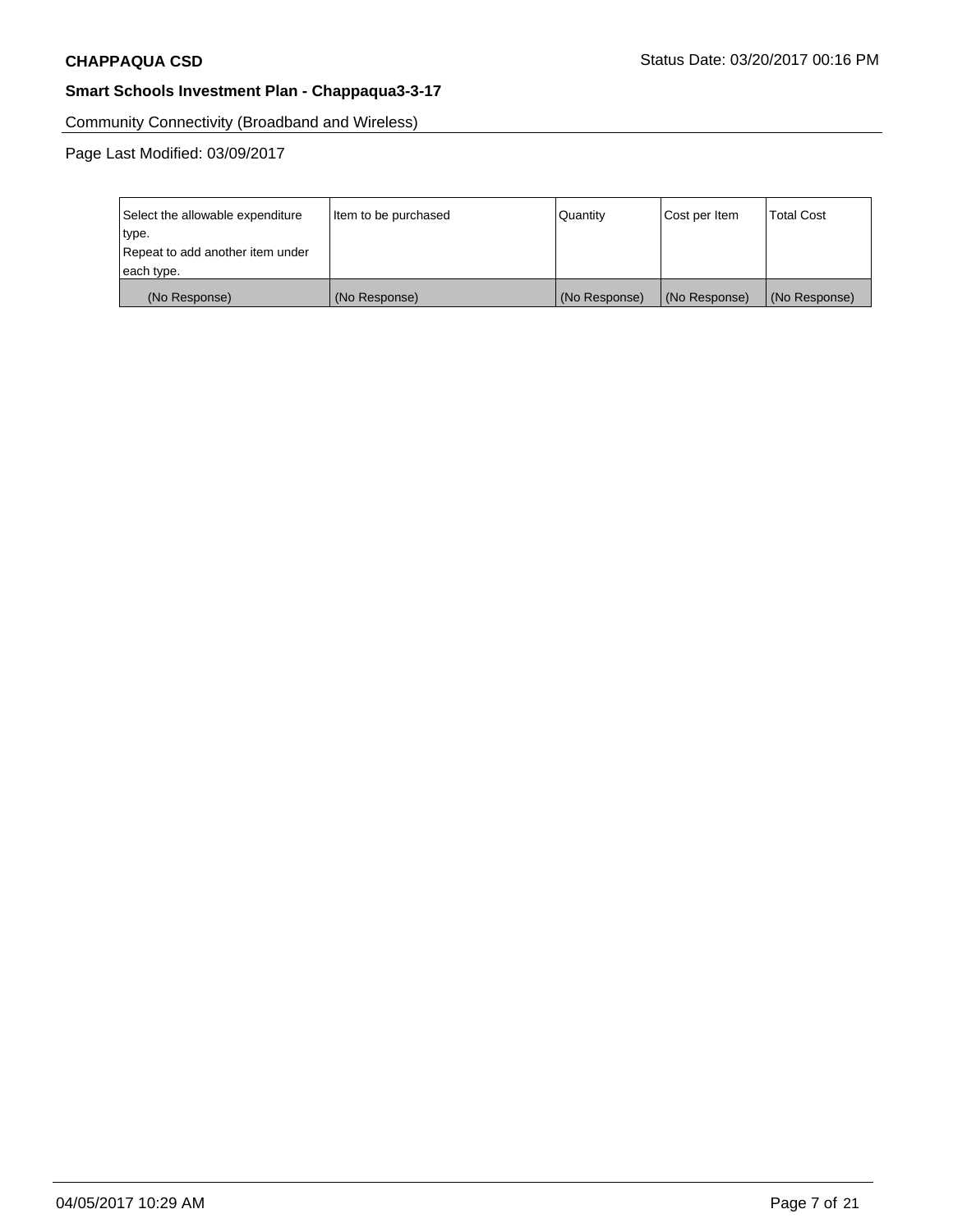Community Connectivity (Broadband and Wireless)

Page Last Modified: 03/09/2017

| Select the allowable expenditure type. Repeat to add another item under each type. | Item to be purchased | Quantity | Cost per Item | Total Cost |
| --- | --- | --- | --- | --- |
| (No Response) | (No Response) | (No Response) | (No Response) | (No Response) |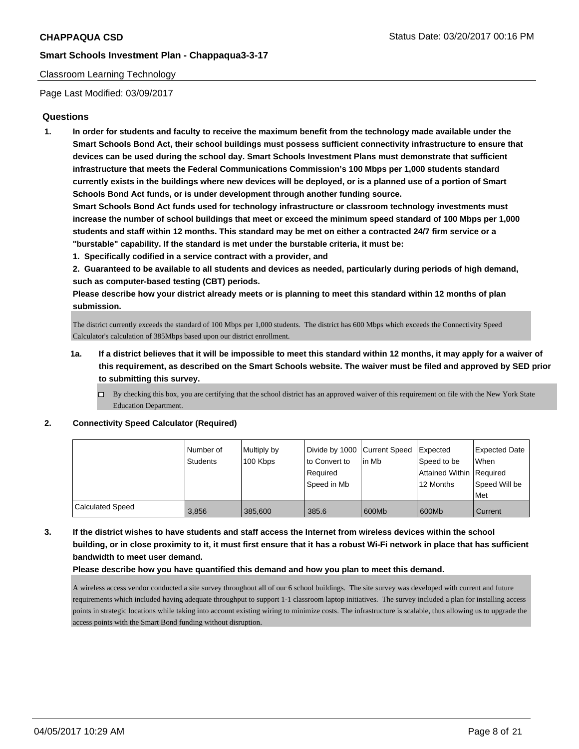Classroom Learning Technology

Page Last Modified: 03/09/2017

## Questions

**1. In order for students and faculty to receive the maximum benefit from the technology made available under the Smart Schools Bond Act, their school buildings must possess sufficient connectivity infrastructure to ensure that devices can be used during the school day. Smart Schools Investment Plans must demonstrate that sufficient infrastructure that meets the Federal Communications Commission's 100 Mbps per 1,000 students standard currently exists in the buildings where new devices will be deployed, or is a planned use of a portion of Smart Schools Bond Act funds, or is under development through another funding source.**

**Smart Schools Bond Act funds used for technology infrastructure or classroom technology investments must increase the number of school buildings that meet or exceed the minimum speed standard of 100 Mbps per 1,000 students and staff within 12 months. This standard may be met on either a contracted 24/7 firm service or a "burstable" capability. If the standard is met under the burstable criteria, it must be:**

**1. Specifically codified in a service contract with a provider, and**

**2. Guaranteed to be available to all students and devices as needed, particularly during periods of high demand, such as computer-based testing (CBT) periods.**

**Please describe how your district already meets or is planning to meet this standard within 12 months of plan submission.**

The district currently exceeds the standard of 100 Mbps per 1,000 students. The district has 600 Mbps which exceeds the Connectivity Speed Calculator's calculation of 385Mbps based upon our district enrollment.

**1a. If a district believes that it will be impossible to meet this standard within 12 months, it may apply for a waiver of this requirement, as described on the Smart Schools website. The waiver must be filed and approved by SED prior to submitting this survey.**

- [ ] By checking this box, you are certifying that the school district has an approved waiver of this requirement on file with the New York State Education Department.

**2. Connectivity Speed Calculator (Required)**

| | Number of Students | Multiply by 100 Kbps | Divide by 1000 to Convert to Required Speed in Mb | Current Speed in Mb | Expected Speed to be Attained Within 12 Months | Expected Date When Required Speed Will be Met |
|---|---|---|---|---|---|---|
| Calculated Speed | 3,856 | 385,600 | 385.6 | 600Mb | 600Mb | Current |

**3. If the district wishes to have students and staff access the Internet from wireless devices within the school building, or in close proximity to it, it must first ensure that it has a robust Wi-Fi network in place that has sufficient bandwidth to meet user demand.**

**Please describe how you have quantified this demand and how you plan to meet this demand.**

A wireless access vendor conducted a site survey throughout all of our 6 school buildings. The site survey was developed with current and future requirements which included having adequate throughput to support 1-1 classroom laptop initiatives. The survey included a plan for installing access points in strategic locations while taking into account existing wiring to minimize costs. The infrastructure is scalable, thus allowing us to upgrade the access points with the Smart Bond funding without disruption.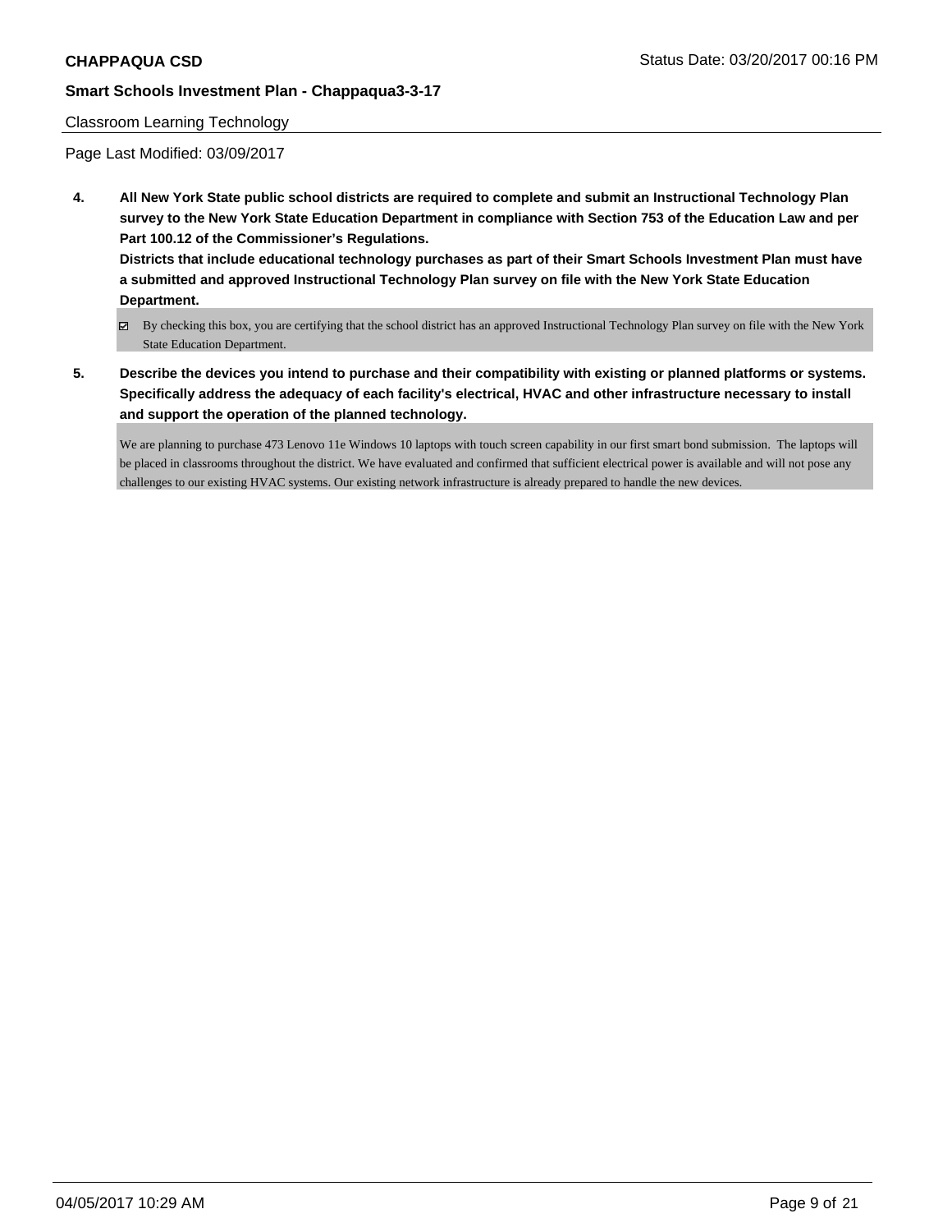Classroom Learning Technology

Page Last Modified: 03/09/2017

**4. All New York State public school districts are required to complete and submit an Instructional Technology Plan survey to the New York State Education Department in compliance with Section 753 of the Education Law and per Part 100.12 of the Commissioner's Regulations.**

**Districts that include educational technology purchases as part of their Smart Schools Investment Plan must have a submitted and approved Instructional Technology Plan survey on file with the New York State Education Department.**

- ☑ By checking this box, you are certifying that the school district has an approved Instructional Technology Plan survey on file with the New York State Education Department.

**5. Describe the devices you intend to purchase and their compatibility with existing or planned platforms or systems. Specifically address the adequacy of each facility's electrical, HVAC and other infrastructure necessary to install and support the operation of the planned technology.**

We are planning to purchase 473 Lenovo 11e Windows 10 laptops with touch screen capability in our first smart bond submission. The laptops will be placed in classrooms throughout the district. We have evaluated and confirmed that sufficient electrical power is available and will not pose any challenges to our existing HVAC systems. Our existing network infrastructure is already prepared to handle the new devices.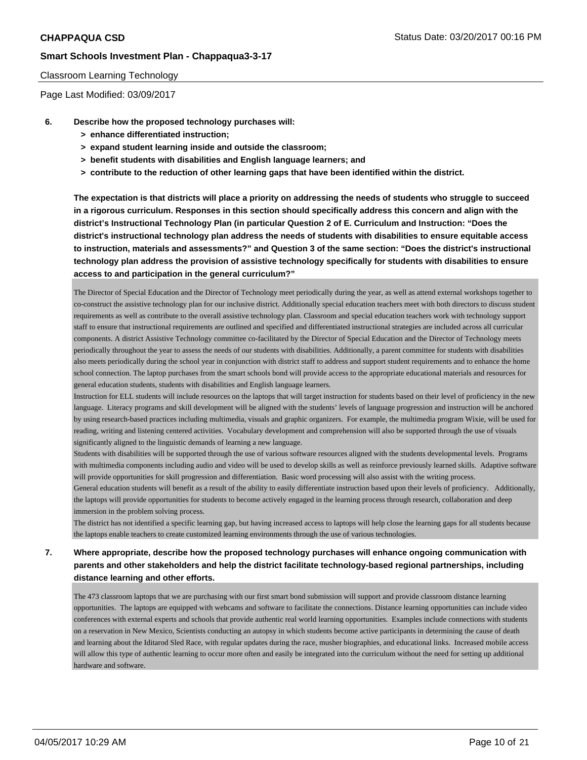Classroom Learning Technology

Page Last Modified: 03/09/2017

**6. Describe how the proposed technology purchases will:**

- **> enhance differentiated instruction;**
- **> expand student learning inside and outside the classroom;**
- **> benefit students with disabilities and English language learners; and**
- **> contribute to the reduction of other learning gaps that have been identified within the district.**

**The expectation is that districts will place a priority on addressing the needs of students who struggle to succeed in a rigorous curriculum. Responses in this section should specifically address this concern and align with the district's Instructional Technology Plan (in particular Question 2 of E. Curriculum and Instruction: "Does the district's instructional technology plan address the needs of students with disabilities to ensure equitable access to instruction, materials and assessments?" and Question 3 of the same section: "Does the district's instructional technology plan address the provision of assistive technology specifically for students with disabilities to ensure access to and participation in the general curriculum?"**

The Director of Special Education and the Director of Technology meet periodically during the year, as well as attend external workshops together to co-construct the assistive technology plan for our inclusive district. Additionally special education teachers meet with both directors to discuss student requirements as well as contribute to the overall assistive technology plan. Classroom and special education teachers work with technology support staff to ensure that instructional requirements are outlined and specified and differentiated instructional strategies are included across all curricular components. A district Assistive Technology committee co-facilitated by the Director of Special Education and the Director of Technology meets periodically throughout the year to assess the needs of our students with disabilities. Additionally, a parent committee for students with disabilities also meets periodically during the school year in conjunction with district staff to address and support student requirements and to enhance the home school connection. The laptop purchases from the smart schools bond will provide access to the appropriate educational materials and resources for general education students, students with disabilities and English language learners.

Instruction for ELL students will include resources on the laptops that will target instruction for students based on their level of proficiency in the new language. Literacy programs and skill development will be aligned with the students' levels of language progression and instruction will be anchored by using research-based practices including multimedia, visuals and graphic organizers. For example, the multimedia program Wixie, will be used for reading, writing and listening centered activities. Vocabulary development and comprehension will also be supported through the use of visuals significantly aligned to the linguistic demands of learning a new language.

Students with disabilities will be supported through the use of various software resources aligned with the students developmental levels. Programs with multimedia components including audio and video will be used to develop skills as well as reinforce previously learned skills. Adaptive software will provide opportunities for skill progression and differentiation. Basic word processing will also assist with the writing process.

General education students will benefit as a result of the ability to easily differentiate instruction based upon their levels of proficiency. Additionally, the laptops will provide opportunities for students to become actively engaged in the learning process through research, collaboration and deep immersion in the problem solving process.

The district has not identified a specific learning gap, but having increased access to laptops will help close the learning gaps for all students because the laptops enable teachers to create customized learning environments through the use of various technologies.

**7. Where appropriate, describe how the proposed technology purchases will enhance ongoing communication with parents and other stakeholders and help the district facilitate technology-based regional partnerships, including distance learning and other efforts.**

The 473 classroom laptops that we are purchasing with our first smart bond submission will support and provide classroom distance learning opportunities. The laptops are equipped with webcams and software to facilitate the connections. Distance learning opportunities can include video conferences with external experts and schools that provide authentic real world learning opportunities. Examples include connections with students on a reservation in New Mexico, Scientists conducting an autopsy in which students become active participants in determining the cause of death and learning about the Iditarod Sled Race, with regular updates during the race, musher biographies, and educational links. Increased mobile access will allow this type of authentic learning to occur more often and easily be integrated into the curriculum without the need for setting up additional hardware and software.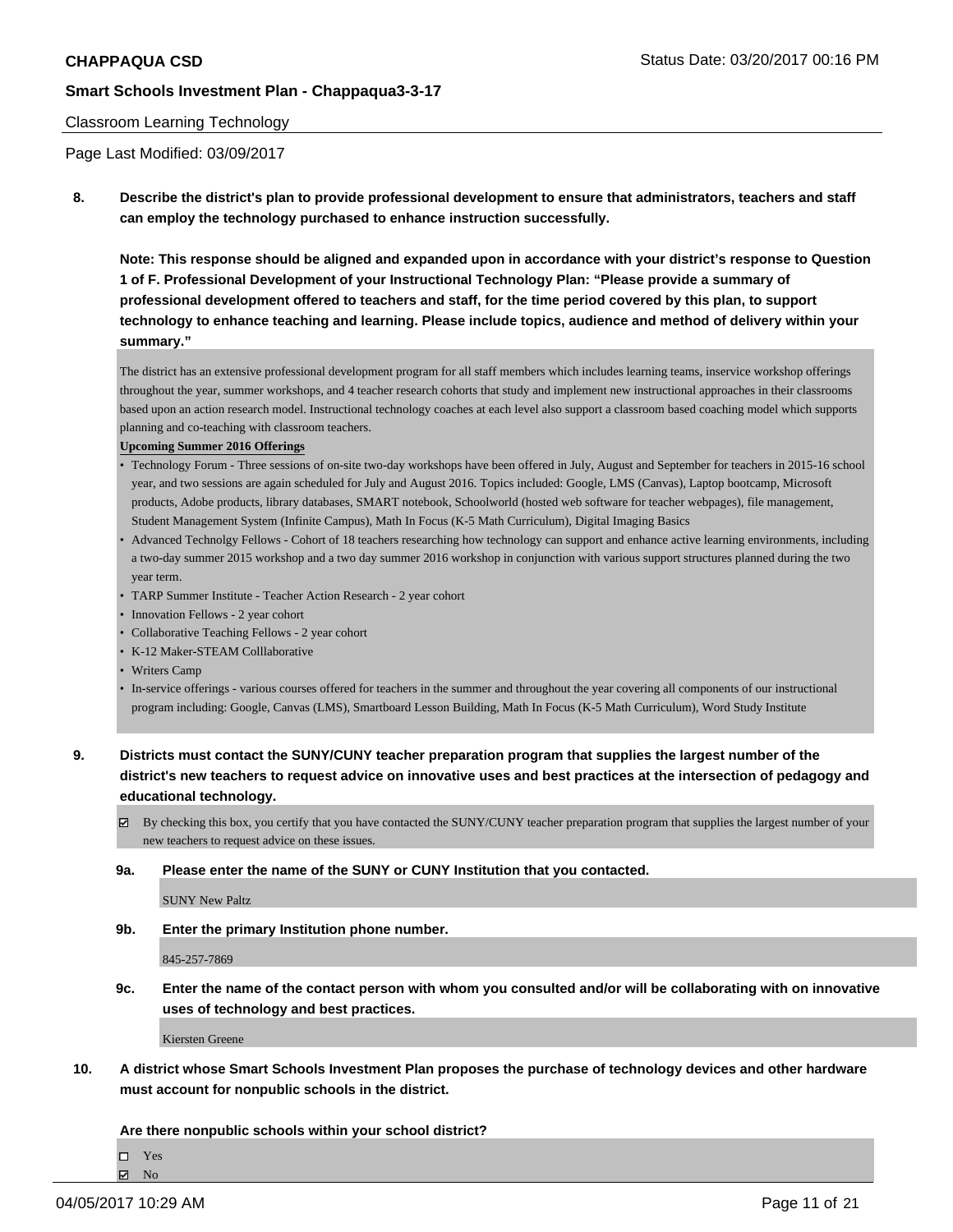Classroom Learning Technology

Page Last Modified: 03/09/2017

**8. Describe the district's plan to provide professional development to ensure that administrators, teachers and staff can employ the technology purchased to enhance instruction successfully.**

**Note: This response should be aligned and expanded upon in accordance with your district's response to Question 1 of F. Professional Development of your Instructional Technology Plan: "Please provide a summary of professional development offered to teachers and staff, for the time period covered by this plan, to support technology to enhance teaching and learning. Please include topics, audience and method of delivery within your summary."**

The district has an extensive professional development program for all staff members which includes learning teams, inservice workshop offerings throughout the year, summer workshops, and 4 teacher research cohorts that study and implement new instructional approaches in their classrooms based upon an action research model. Instructional technology coaches at each level also support a classroom based coaching model which supports planning and co-teaching with classroom teachers.

**Upcoming Summer 2016 Offerings**

- Technology Forum - Three sessions of on-site two-day workshops have been offered in July, August and September for teachers in 2015-16 school year, and two sessions are again scheduled for July and August 2016. Topics included: Google, LMS (Canvas), Laptop bootcamp, Microsoft products, Adobe products, library databases, SMART notebook, Schoolworld (hosted web software for teacher webpages), file management, Student Management System (Infinite Campus), Math In Focus (K-5 Math Curriculum), Digital Imaging Basics
- Advanced Technolgy Fellows - Cohort of 18 teachers researching how technology can support and enhance active learning environments, including a two-day summer 2015 workshop and a two day summer 2016 workshop in conjunction with various support structures planned during the two year term.
- TARP Summer Institute - Teacher Action Research - 2 year cohort
- Innovation Fellows - 2 year cohort
- Collaborative Teaching Fellows - 2 year cohort
- K-12 Maker-STEAM Colllaborative
- Writers Camp
- In-service offerings - various courses offered for teachers in the summer and throughout the year covering all components of our instructional program including: Google, Canvas (LMS), Smartboard Lesson Building, Math In Focus (K-5 Math Curriculum), Word Study Institute

**9. Districts must contact the SUNY/CUNY teacher preparation program that supplies the largest number of the district's new teachers to request advice on innovative uses and best practices at the intersection of pedagogy and educational technology.**

☑ By checking this box, you certify that you have contacted the SUNY/CUNY teacher preparation program that supplies the largest number of your new teachers to request advice on these issues.

**9a. Please enter the name of the SUNY or CUNY Institution that you contacted.**

SUNY New Paltz

**9b. Enter the primary Institution phone number.**

845-257-7869

**9c. Enter the name of the contact person with whom you consulted and/or will be collaborating with on innovative uses of technology and best practices.**

Kiersten Greene

**10. A district whose Smart Schools Investment Plan proposes the purchase of technology devices and other hardware must account for nonpublic schools in the district.**

**Are there nonpublic schools within your school district?**

☐ Yes
☑ No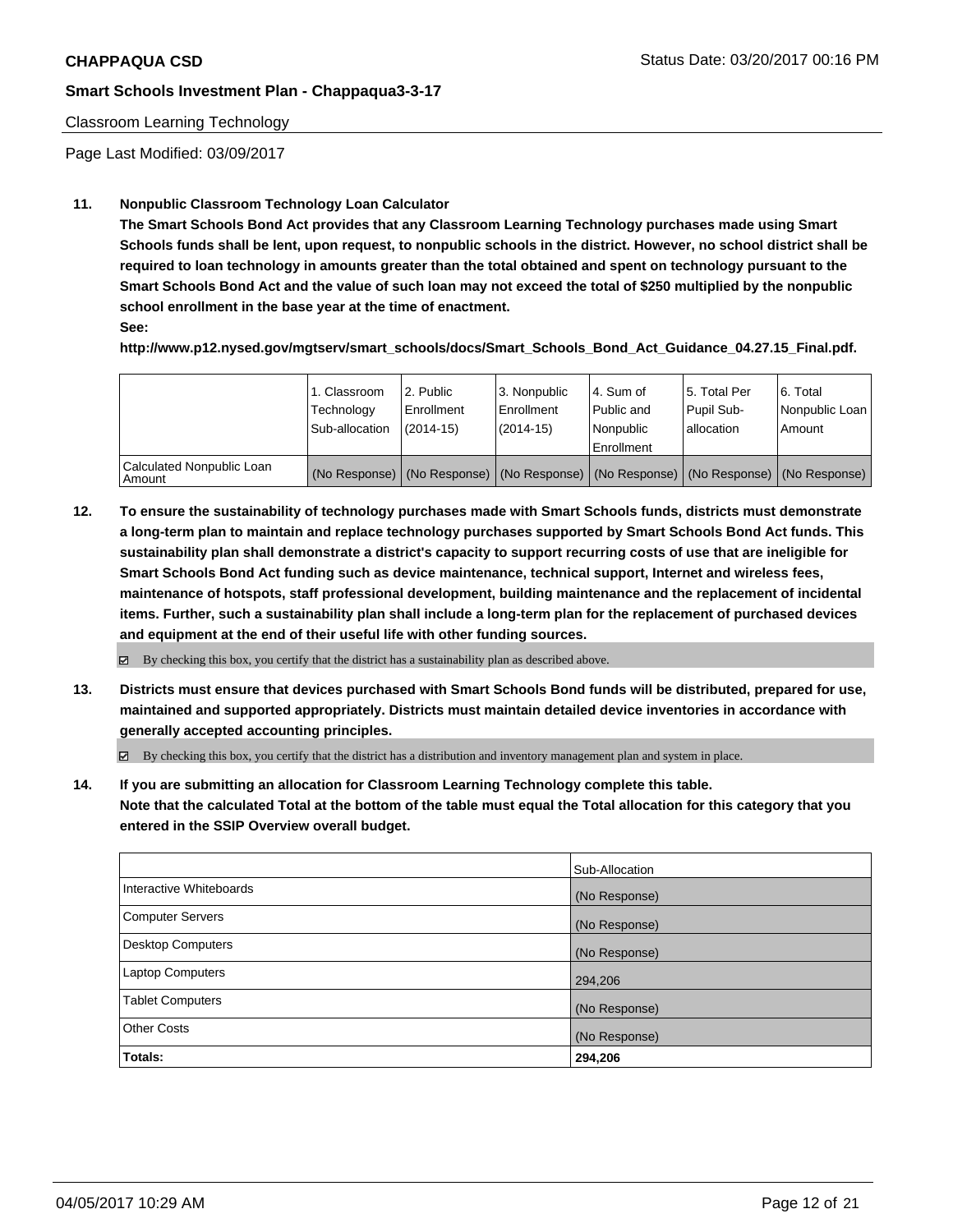Classroom Learning Technology

Page Last Modified: 03/09/2017

**11. Nonpublic Classroom Technology Loan Calculator**

**The Smart Schools Bond Act provides that any Classroom Learning Technology purchases made using Smart Schools funds shall be lent, upon request, to nonpublic schools in the district. However, no school district shall be required to loan technology in amounts greater than the total obtained and spent on technology pursuant to the Smart Schools Bond Act and the value of such loan may not exceed the total of $250 multiplied by the nonpublic school enrollment in the base year at the time of enactment.**

**See:**

**http://www.p12.nysed.gov/mgtserv/smart_schools/docs/Smart_Schools_Bond_Act_Guidance_04.27.15_Final.pdf.**

| | 1. Classroom Technology Sub-allocation | 2. Public Enrollment (2014-15) | 3. Nonpublic Enrollment (2014-15) | 4. Sum of Public and Nonpublic Enrollment | 5. Total Per Pupil Sub-allocation | 6. Total Nonpublic Loan Amount |
|---|---|---|---|---|---|---|
| Calculated Nonpublic Loan Amount | (No Response) | (No Response) | (No Response) | (No Response) | (No Response) | (No Response) |

**12. To ensure the sustainability of technology purchases made with Smart Schools funds, districts must demonstrate a long-term plan to maintain and replace technology purchases supported by Smart Schools Bond Act funds. This sustainability plan shall demonstrate a district's capacity to support recurring costs of use that are ineligible for Smart Schools Bond Act funding such as device maintenance, technical support, Internet and wireless fees, maintenance of hotspots, staff professional development, building maintenance and the replacement of incidental items. Further, such a sustainability plan shall include a long-term plan for the replacement of purchased devices and equipment at the end of their useful life with other funding sources.**

☑ By checking this box, you certify that the district has a sustainability plan as described above.

**13. Districts must ensure that devices purchased with Smart Schools Bond funds will be distributed, prepared for use, maintained and supported appropriately. Districts must maintain detailed device inventories in accordance with generally accepted accounting principles.**

☑ By checking this box, you certify that the district has a distribution and inventory management plan and system in place.

**14. If you are submitting an allocation for Classroom Learning Technology complete this table. Note that the calculated Total at the bottom of the table must equal the Total allocation for this category that you entered in the SSIP Overview overall budget.**

| | Sub-Allocation |
|---|---|
| Interactive Whiteboards | (No Response) |
| Computer Servers | (No Response) |
| Desktop Computers | (No Response) |
| Laptop Computers | 294,206 |
| Tablet Computers | (No Response) |
| Other Costs | (No Response) |
| **Totals:** | **294,206** |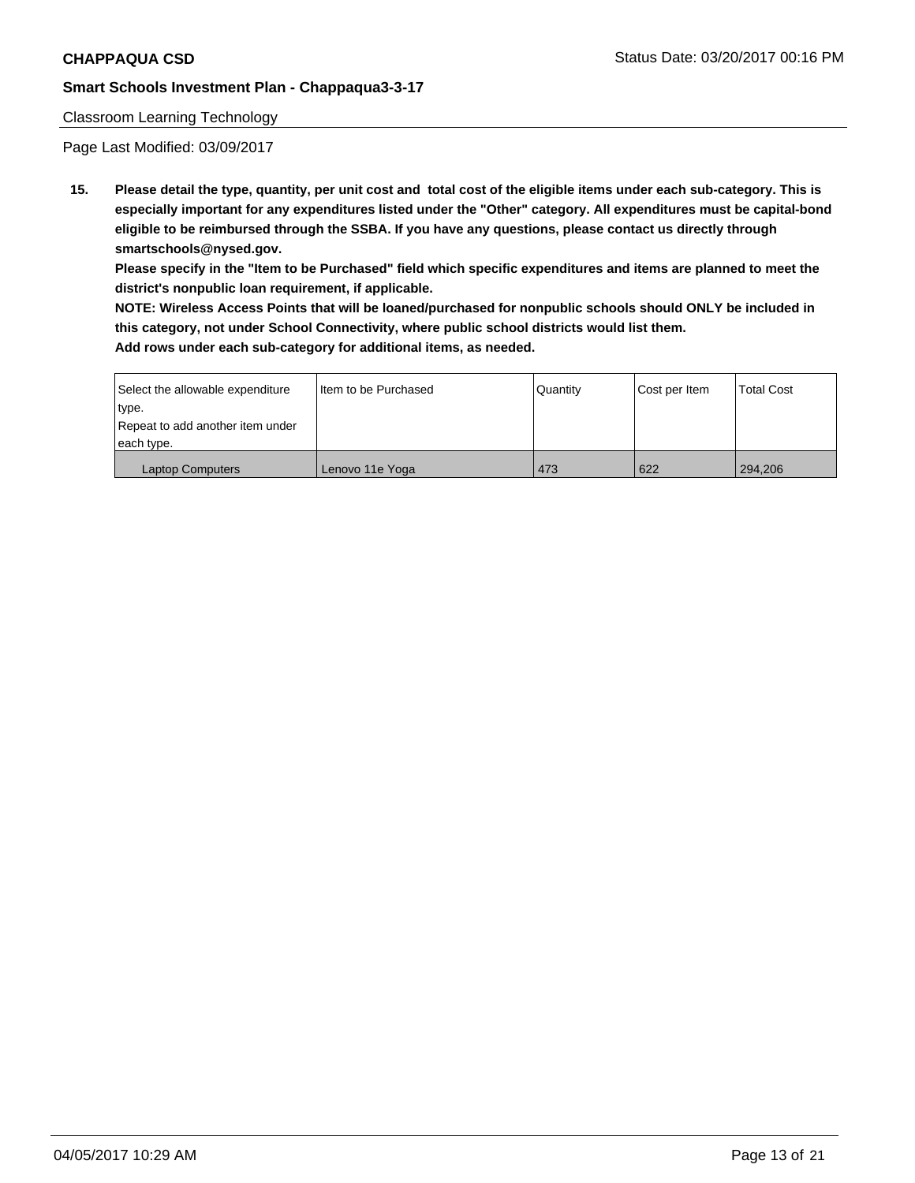**CHAPPAQUA CSD** Status Date: 03/20/2017 00:16 PM

**Smart Schools Investment Plan - Chappaqua3-3-17**

Classroom Learning Technology

Page Last Modified: 03/09/2017

**15. Please detail the type, quantity, per unit cost and total cost of the eligible items under each sub-category. This is especially important for any expenditures listed under the "Other" category. All expenditures must be capital-bond eligible to be reimbursed through the SSBA. If you have any questions, please contact us directly through smartschools@nysed.gov.**

**Please specify in the "Item to be Purchased" field which specific expenditures and items are planned to meet the district's nonpublic loan requirement, if applicable.**

**NOTE: Wireless Access Points that will be loaned/purchased for nonpublic schools should ONLY be included in this category, not under School Connectivity, where public school districts would list them.**

**Add rows under each sub-category for additional items, as needed.**

| Select the allowable expenditure type. Repeat to add another item under each type. | Item to be Purchased | Quantity | Cost per Item | Total Cost |
|---|---|---|---|---|
| Laptop Computers | Lenovo 11e Yoga | 473 | 622 | 294,206 |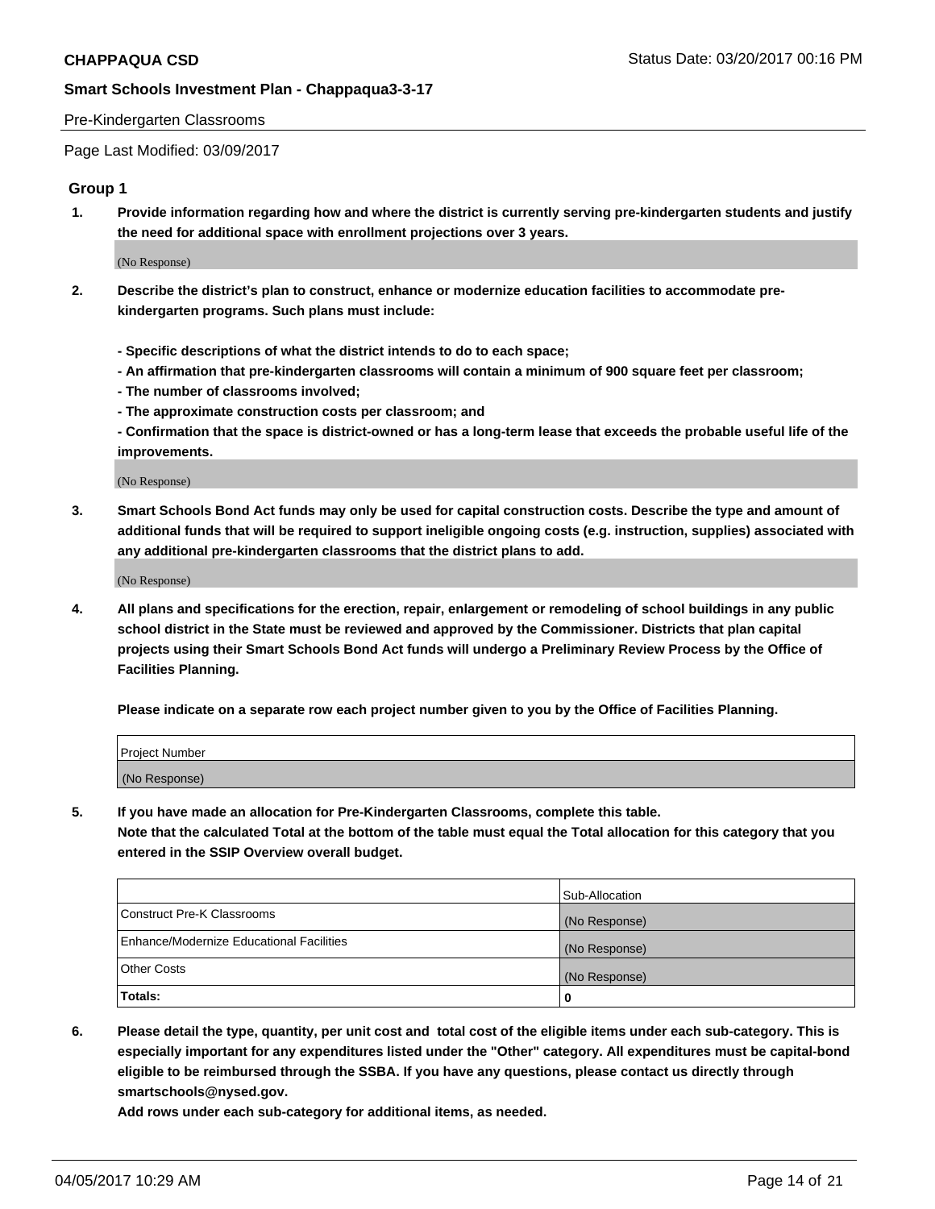Pre-Kindergarten Classrooms

Page Last Modified: 03/09/2017

## Group 1

**1. Provide information regarding how and where the district is currently serving pre-kindergarten students and justify the need for additional space with enrollment projections over 3 years.**

(No Response)

**2. Describe the district's plan to construct, enhance or modernize education facilities to accommodate pre-kindergarten programs. Such plans must include:**

**- Specific descriptions of what the district intends to do to each space;**
**- An affirmation that pre-kindergarten classrooms will contain a minimum of 900 square feet per classroom;**
**- The number of classrooms involved;**
**- The approximate construction costs per classroom; and**
**- Confirmation that the space is district-owned or has a long-term lease that exceeds the probable useful life of the improvements.**

(No Response)

**3. Smart Schools Bond Act funds may only be used for capital construction costs. Describe the type and amount of additional funds that will be required to support ineligible ongoing costs (e.g. instruction, supplies) associated with any additional pre-kindergarten classrooms that the district plans to add.**

(No Response)

**4. All plans and specifications for the erection, repair, enlargement or remodeling of school buildings in any public school district in the State must be reviewed and approved by the Commissioner. Districts that plan capital projects using their Smart Schools Bond Act funds will undergo a Preliminary Review Process by the Office of Facilities Planning.**

**Please indicate on a separate row each project number given to you by the Office of Facilities Planning.**

| Project Number |
|---|
| (No Response) |

**5. If you have made an allocation for Pre-Kindergarten Classrooms, complete this table.**
**Note that the calculated Total at the bottom of the table must equal the Total allocation for this category that you entered in the SSIP Overview overall budget.**

| | Sub-Allocation |
|---|---|
| Construct Pre-K Classrooms | (No Response) |
| Enhance/Modernize Educational Facilities | (No Response) |
| Other Costs | (No Response) |
| **Totals:** | **0** |

**6. Please detail the type, quantity, per unit cost and total cost of the eligible items under each sub-category. This is especially important for any expenditures listed under the "Other" category. All expenditures must be capital-bond eligible to be reimbursed through the SSBA. If you have any questions, please contact us directly through smartschools@nysed.gov.**

**Add rows under each sub-category for additional items, as needed.**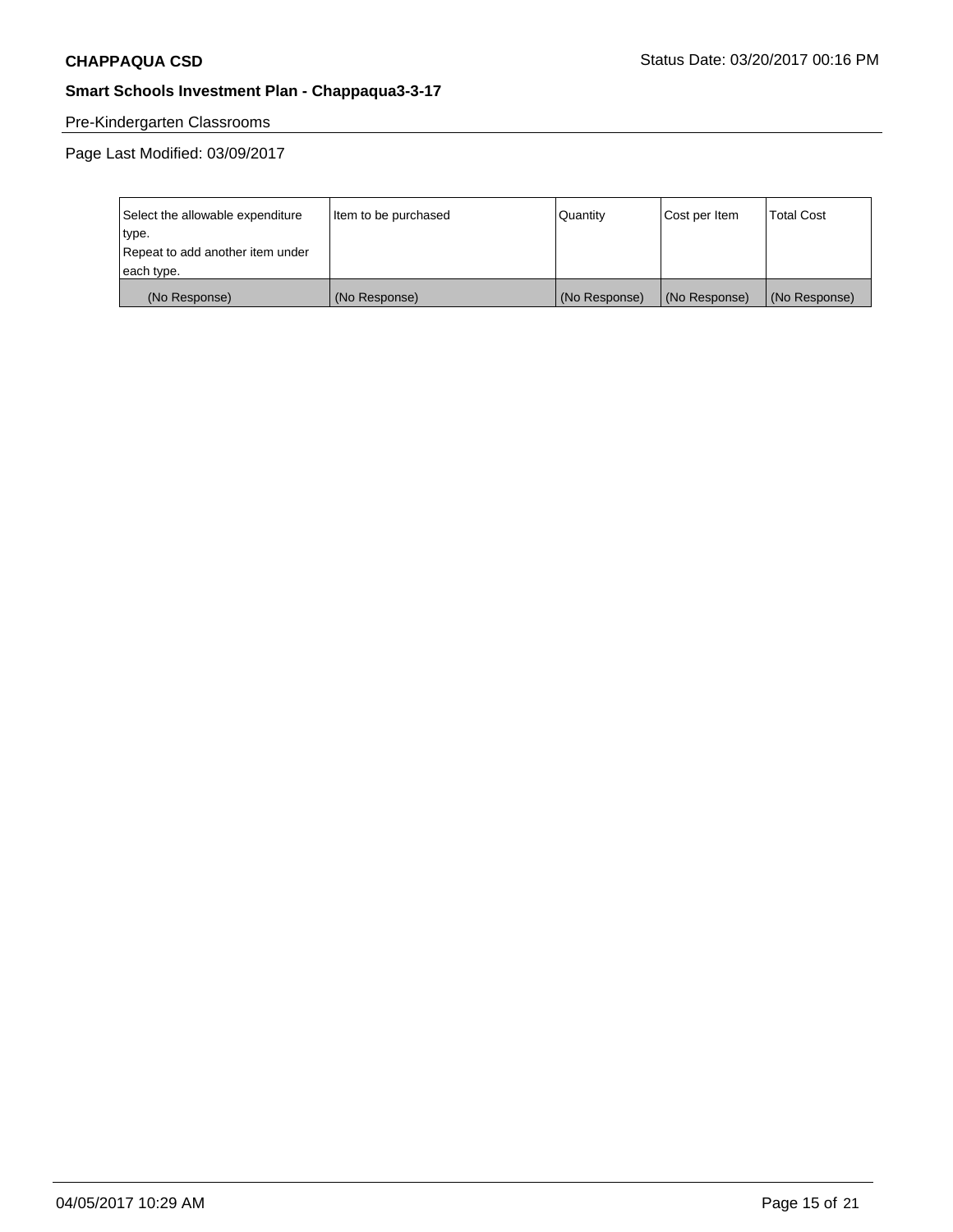**CHAPPAQUA CSD**

Status Date: 03/20/2017 00:16 PM

**Smart Schools Investment Plan - Chappaqua3-3-17**

Pre-Kindergarten Classrooms

Page Last Modified: 03/09/2017

| Select the allowable expenditure type. Repeat to add another item under each type. | Item to be purchased | Quantity | Cost per Item | Total Cost |
|---|---|---|---|---|
| (No Response) | (No Response) | (No Response) | (No Response) | (No Response) |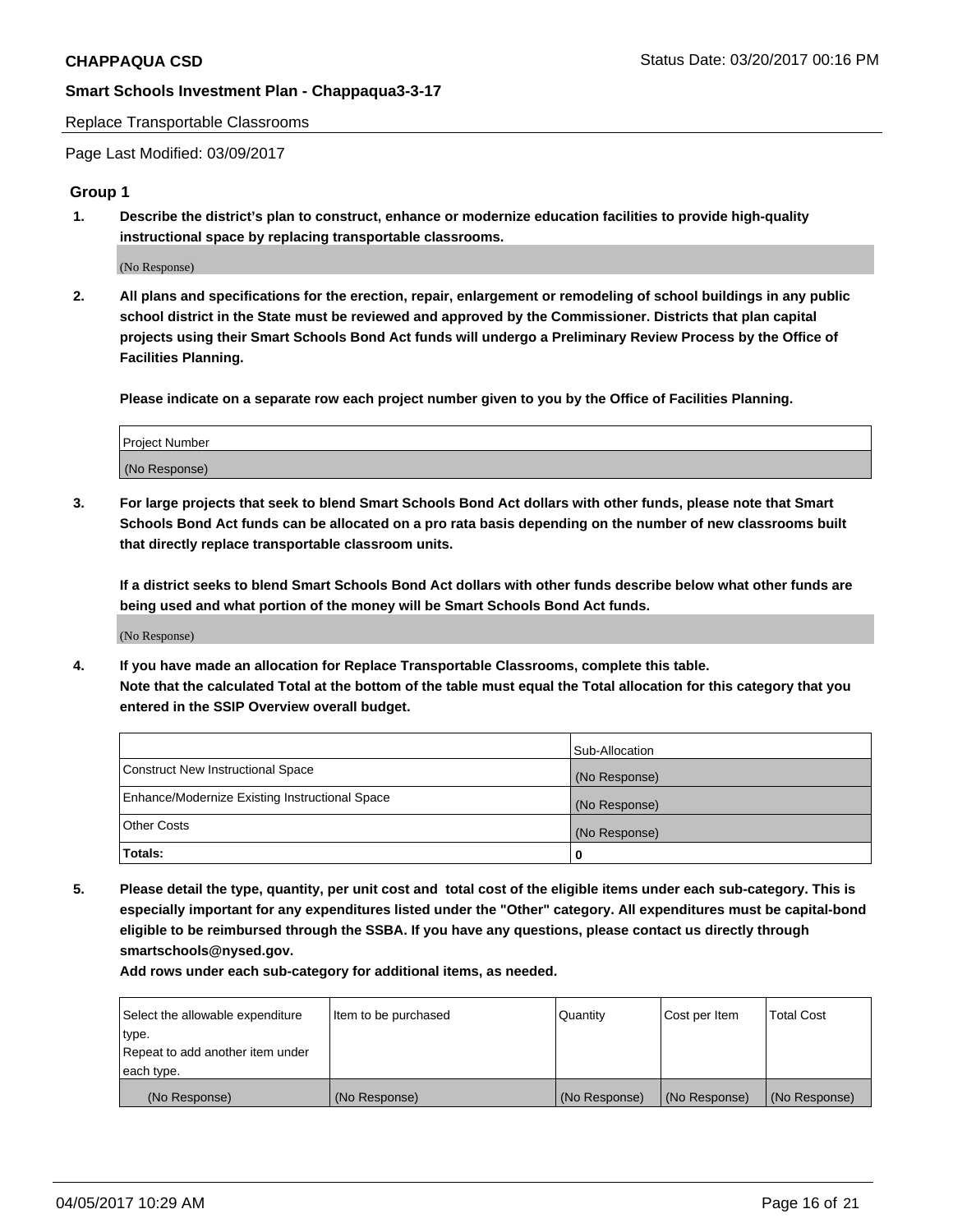Replace Transportable Classrooms

Page Last Modified: 03/09/2017

## Group 1

**1. Describe the district's plan to construct, enhance or modernize education facilities to provide high-quality instructional space by replacing transportable classrooms.**

(No Response)

**2. All plans and specifications for the erection, repair, enlargement or remodeling of school buildings in any public school district in the State must be reviewed and approved by the Commissioner. Districts that plan capital projects using their Smart Schools Bond Act funds will undergo a Preliminary Review Process by the Office of Facilities Planning.**

**Please indicate on a separate row each project number given to you by the Office of Facilities Planning.**

| Project Number |
| --- |
| (No Response) |

**3. For large projects that seek to blend Smart Schools Bond Act dollars with other funds, please note that Smart Schools Bond Act funds can be allocated on a pro rata basis depending on the number of new classrooms built that directly replace transportable classroom units.**

**If a district seeks to blend Smart Schools Bond Act dollars with other funds describe below what other funds are being used and what portion of the money will be Smart Schools Bond Act funds.**

(No Response)

**4. If you have made an allocation for Replace Transportable Classrooms, complete this table. Note that the calculated Total at the bottom of the table must equal the Total allocation for this category that you entered in the SSIP Overview overall budget.**

| | Sub-Allocation |
| --- | --- |
| Construct New Instructional Space | (No Response) |
| Enhance/Modernize Existing Instructional Space | (No Response) |
| Other Costs | (No Response) |
| **Totals:** | **0** |

**5. Please detail the type, quantity, per unit cost and total cost of the eligible items under each sub-category. This is especially important for any expenditures listed under the "Other" category. All expenditures must be capital-bond eligible to be reimbursed through the SSBA. If you have any questions, please contact us directly through smartschools@nysed.gov.**

**Add rows under each sub-category for additional items, as needed.**

| Select the allowable expenditure type. Repeat to add another item under each type. | Item to be purchased | Quantity | Cost per Item | Total Cost |
| --- | --- | --- | --- | --- |
| (No Response) | (No Response) | (No Response) | (No Response) | (No Response) |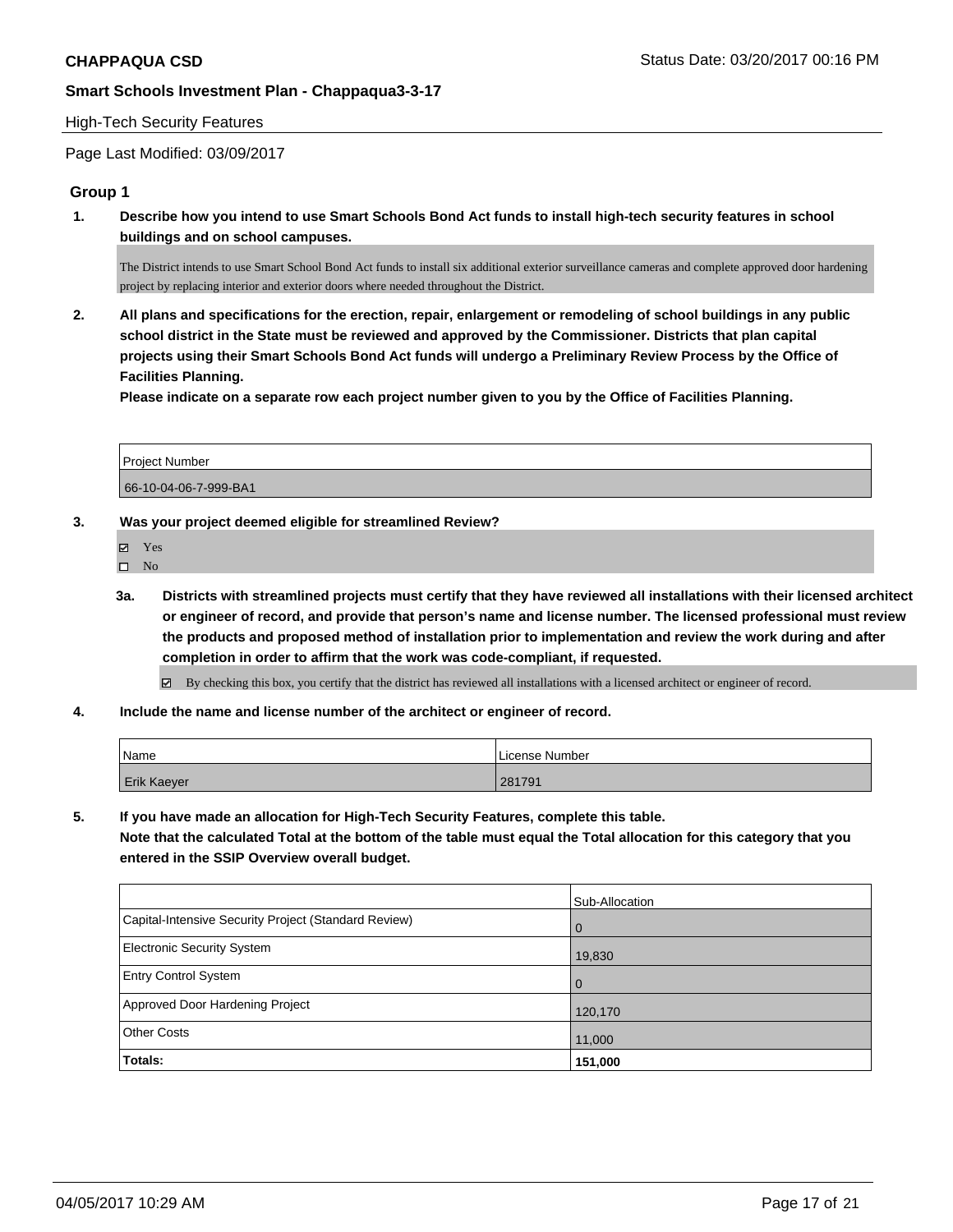**CHAPPAQUA CSD** Status Date: 03/20/2017 00:16 PM

**Smart Schools Investment Plan - Chappaqua3-3-17**

High-Tech Security Features

Page Last Modified: 03/09/2017

### Group 1

**1. Describe how you intend to use Smart Schools Bond Act funds to install high-tech security features in school buildings and on school campuses.**

The District intends to use Smart School Bond Act funds to install six additional exterior surveillance cameras and complete approved door hardening project by replacing interior and exterior doors where needed throughout the District.

**2. All plans and specifications for the erection, repair, enlargement or remodeling of school buildings in any public school district in the State must be reviewed and approved by the Commissioner. Districts that plan capital projects using their Smart Schools Bond Act funds will undergo a Preliminary Review Process by the Office of Facilities Planning.**
**Please indicate on a separate row each project number given to you by the Office of Facilities Planning.**

| Project Number |
|---|
| 66-10-04-06-7-999-BA1 |

**3. Was your project deemed eligible for streamlined Review?**

- ☑ Yes
- ☐ No

**3a. Districts with streamlined projects must certify that they have reviewed all installations with their licensed architect or engineer of record, and provide that person's name and license number. The licensed professional must review the products and proposed method of installation prior to implementation and review the work during and after completion in order to affirm that the work was code-compliant, if requested.**

☑ By checking this box, you certify that the district has reviewed all installations with a licensed architect or engineer of record.

**4. Include the name and license number of the architect or engineer of record.**

| Name | License Number |
|---|---|
| Erik Kaeyer | 281791 |

**5. If you have made an allocation for High-Tech Security Features, complete this table.**
**Note that the calculated Total at the bottom of the table must equal the Total allocation for this category that you entered in the SSIP Overview overall budget.**

| | Sub-Allocation |
|---|---|
| Capital-Intensive Security Project (Standard Review) | 0 |
| Electronic Security System | 19,830 |
| Entry Control System | 0 |
| Approved Door Hardening Project | 120,170 |
| Other Costs | 11,000 |
| **Totals:** | **151,000** |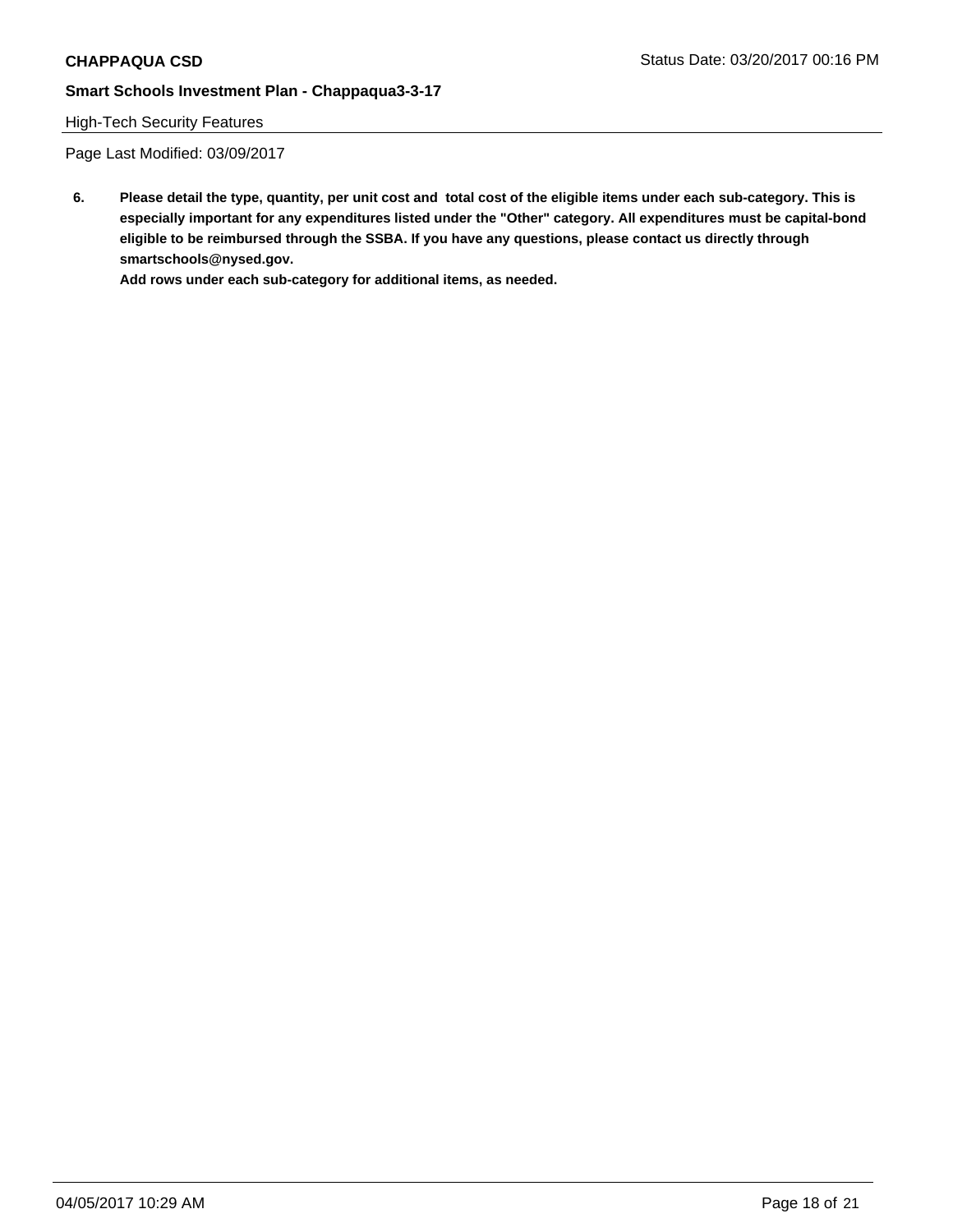High-Tech Security Features

Page Last Modified: 03/09/2017

**6. Please detail the type, quantity, per unit cost and total cost of the eligible items under each sub-category. This is especially important for any expenditures listed under the "Other" category. All expenditures must be capital-bond eligible to be reimbursed through the SSBA. If you have any questions, please contact us directly through smartschools@nysed.gov.**

**Add rows under each sub-category for additional items, as needed.**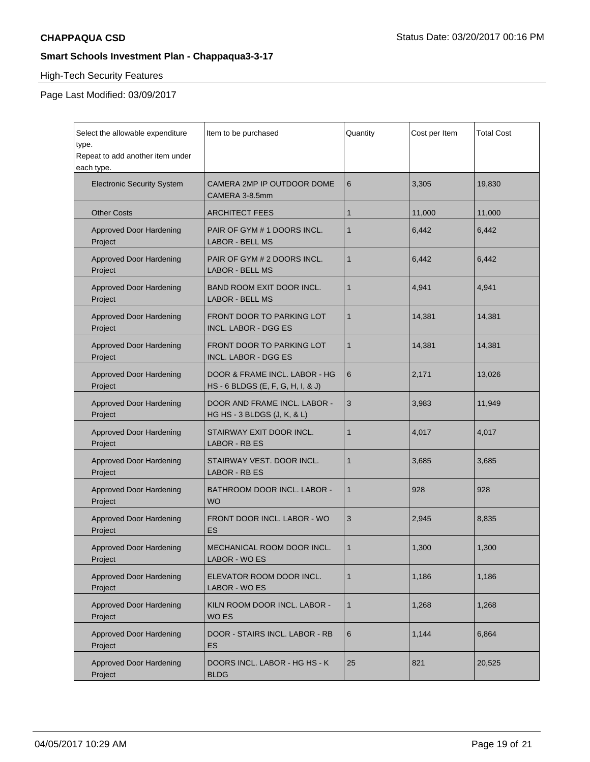**CHAPPAQUA CSD** Status Date: 03/20/2017 00:16 PM

**Smart Schools Investment Plan - Chappaqua3-3-17**

High-Tech Security Features

Page Last Modified: 03/09/2017

| Select the allowable expenditure type. Repeat to add another item under each type. | Item to be purchased | Quantity | Cost per Item | Total Cost |
|---|---|---|---|---|
| Electronic Security System | CAMERA 2MP IP OUTDOOR DOME CAMERA 3-8.5mm | 6 | 3,305 | 19,830 |
| Other Costs | ARCHITECT FEES | 1 | 11,000 | 11,000 |
| Approved Door Hardening Project | PAIR OF GYM # 1 DOORS INCL. LABOR - BELL MS | 1 | 6,442 | 6,442 |
| Approved Door Hardening Project | PAIR OF GYM # 2 DOORS INCL. LABOR - BELL MS | 1 | 6,442 | 6,442 |
| Approved Door Hardening Project | BAND ROOM EXIT DOOR INCL. LABOR - BELL MS | 1 | 4,941 | 4,941 |
| Approved Door Hardening Project | FRONT DOOR TO PARKING LOT INCL. LABOR - DGG ES | 1 | 14,381 | 14,381 |
| Approved Door Hardening Project | FRONT DOOR TO PARKING LOT INCL. LABOR - DGG ES | 1 | 14,381 | 14,381 |
| Approved Door Hardening Project | DOOR & FRAME INCL. LABOR - HG HS - 6 BLDGS (E, F, G, H, I, & J) | 6 | 2,171 | 13,026 |
| Approved Door Hardening Project | DOOR AND FRAME INCL. LABOR - HG HS - 3 BLDGS (J, K, & L) | 3 | 3,983 | 11,949 |
| Approved Door Hardening Project | STAIRWAY EXIT DOOR INCL. LABOR - RB ES | 1 | 4,017 | 4,017 |
| Approved Door Hardening Project | STAIRWAY VEST. DOOR INCL. LABOR - RB ES | 1 | 3,685 | 3,685 |
| Approved Door Hardening Project | BATHROOM DOOR INCL. LABOR - WO | 1 | 928 | 928 |
| Approved Door Hardening Project | FRONT DOOR INCL. LABOR - WO ES | 3 | 2,945 | 8,835 |
| Approved Door Hardening Project | MECHANICAL ROOM DOOR INCL. LABOR - WO ES | 1 | 1,300 | 1,300 |
| Approved Door Hardening Project | ELEVATOR ROOM DOOR INCL. LABOR - WO ES | 1 | 1,186 | 1,186 |
| Approved Door Hardening Project | KILN ROOM DOOR INCL. LABOR - WO ES | 1 | 1,268 | 1,268 |
| Approved Door Hardening Project | DOOR - STAIRS INCL. LABOR - RB ES | 6 | 1,144 | 6,864 |
| Approved Door Hardening Project | DOORS INCL. LABOR - HG HS - K BLDG | 25 | 821 | 20,525 |

04/05/2017 10:29 AM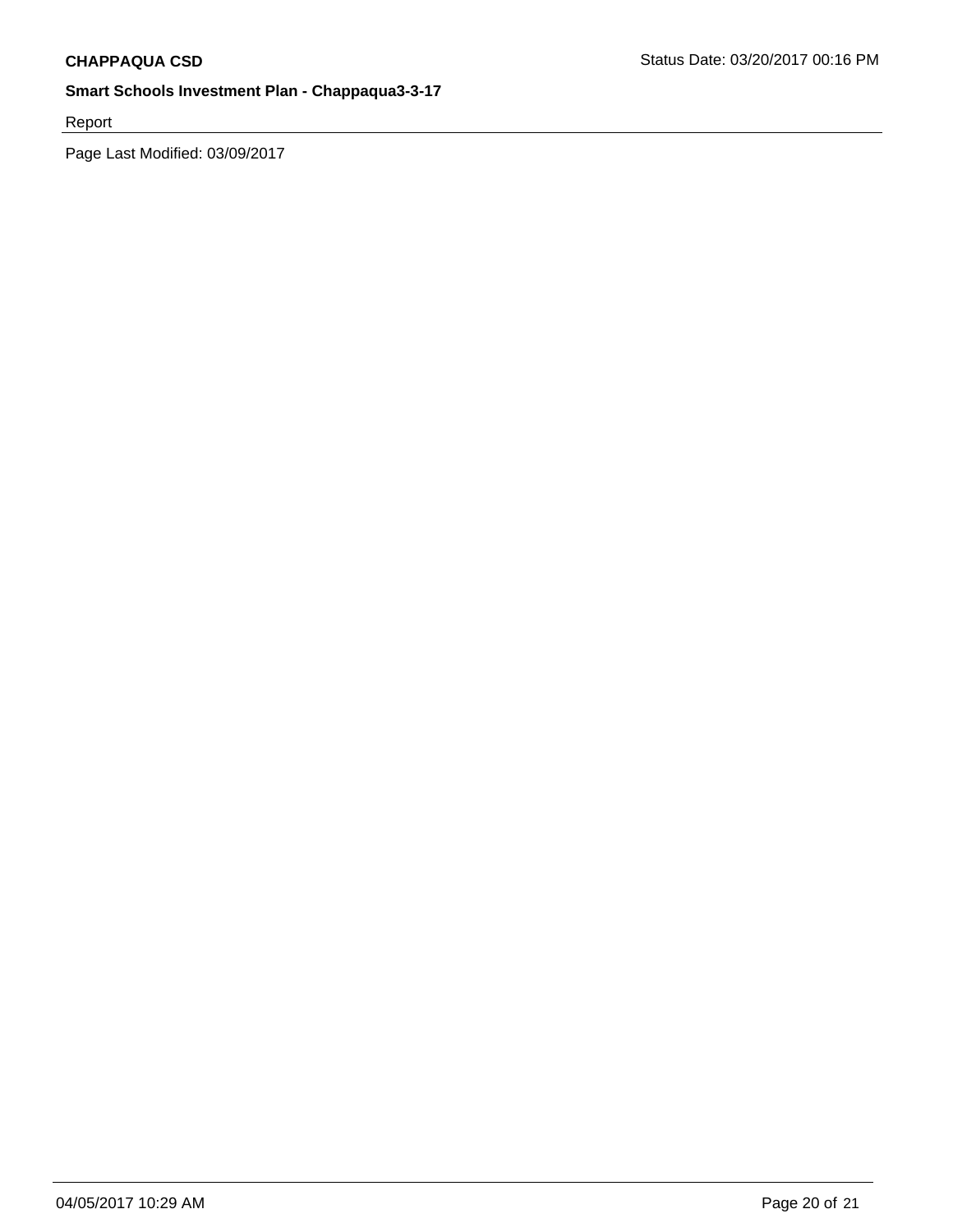Report

Page Last Modified: 03/09/2017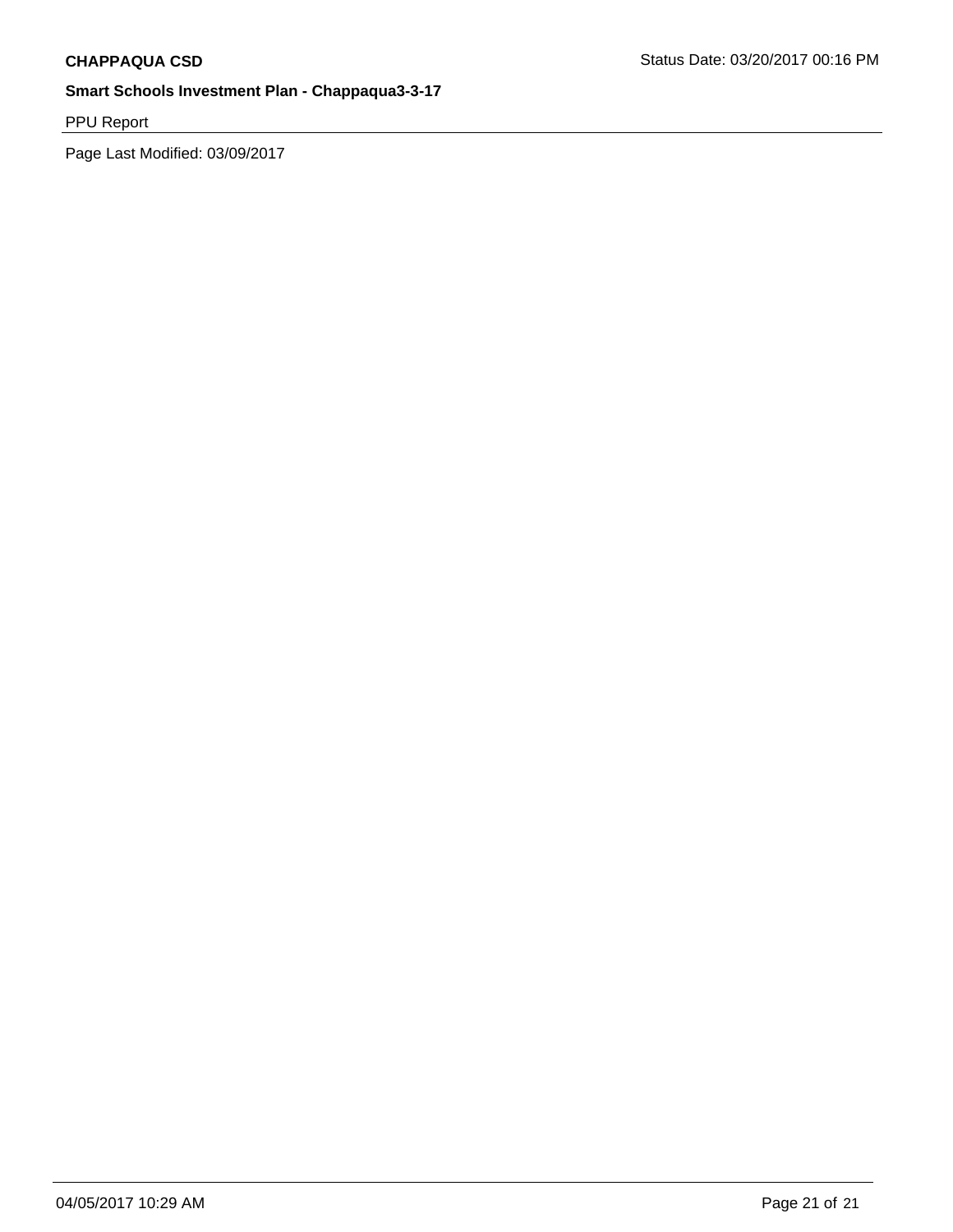PPU Report

Page Last Modified: 03/09/2017